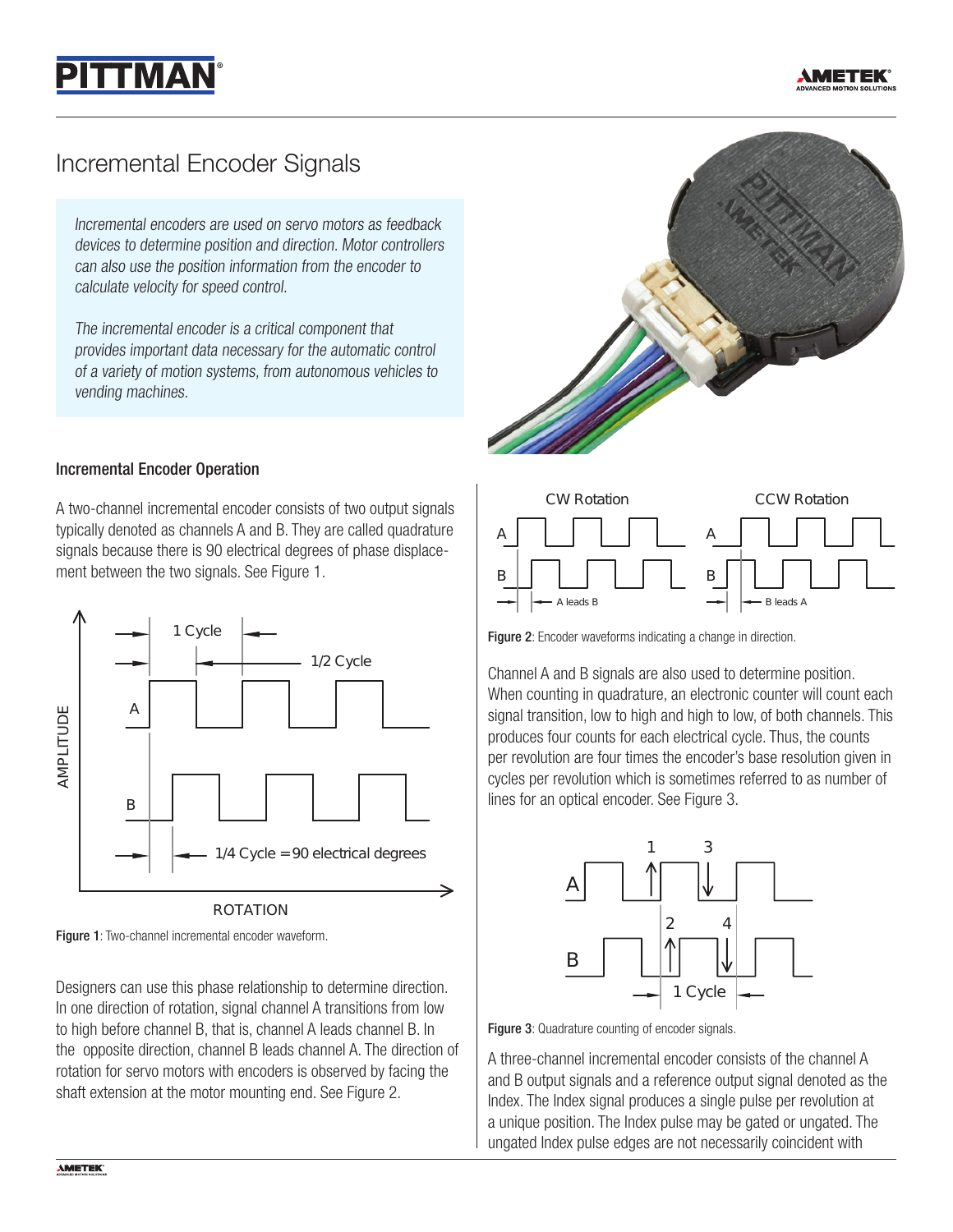# Incremental Encoder Signals

*Incremental encoders are used on servo motors as feedback devices to determine position and direction. Motor controllers can also use the position information from the encoder to calculate velocity for speed control.*

*The incremental encoder is a critical component that provides important data necessary for the automatic control of a variety of motion systems, from autonomous vehicles to vending machines.*

## Incremental Encoder Operation

A two-channel incremental encoder consists of two output signals typically denoted as channels A and B. They are called quadrature signals because there is 90 electrical degrees of phase displacement between the two signals. See Figure 1.

**Figure 1**: Two-channel incremental encoder waveform.

Designers can use this phase relationship to determine direction. In one direction of rotation, signal channel A transitions from low to high before channel B, that is, channel A leads channel B. In the opposite direction, channel B leads channel A. The direction of rotation for servo motors with encoders is observed by facing the shaft extension at the motor mounting end. See Figure 2.

**Figure 2**: Encoder waveforms indicating a change in direction.

Channel A and B signals are also used to determine position. When counting in quadrature, an electronic counter will count each signal transition, low to high and high to low, of both channels. This produces four counts for each electrical cycle. Thus, the counts per revolution are four times the encoder's base resolution given in cycles per revolution which is sometimes referred to as number of lines for an optical encoder. See Figure 3.

**Figure 3**: Quadrature counting of encoder signals.

A three-channel incremental encoder consists of the channel A and B output signals and a reference output signal denoted as the Index. The Index signal produces a single pulse per revolution at a unique position. The Index pulse may be gated or ungated. The ungated Index pulse edges are not necessarily coincident with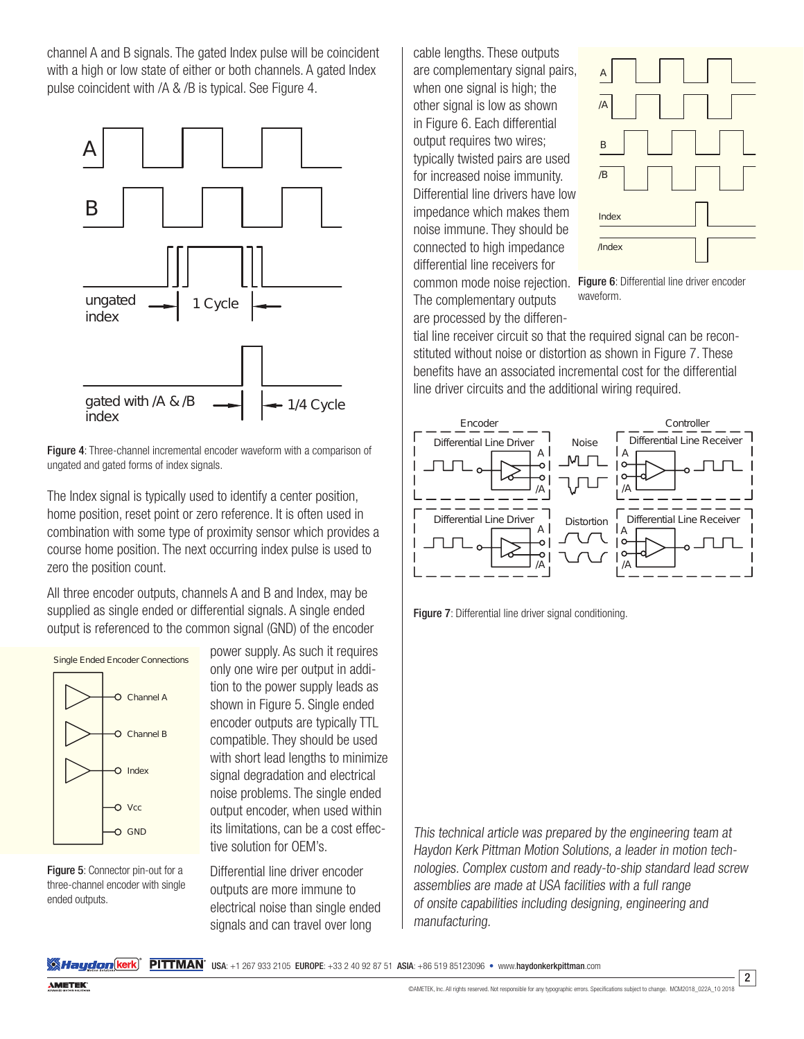channel A and B signals. The gated Index pulse will be coincident with a high or low state of either or both channels. A gated Index pulse coincident with /A & /B is typical. See Figure 4.

A

B

ungated index

1 Cycle

gated with /A & /B index

1/4 Cycle

**Figure 4**: Three-channel incremental encoder waveform with a comparison of ungated and gated forms of index signals.

The Index signal is typically used to identify a center position, home position, reset point or zero reference. It is often used in combination with some type of proximity sensor which provides a course home position. The next occurring index pulse is used to zero the position count.

All three encoder outputs, channels A and B and Index, may be supplied as single ended or differential signals. A single ended output is referenced to the common signal (GND) of the encoder power supply. As such it requires only one wire per output in addition to the power supply leads as shown in Figure 5. Single ended encoder outputs are typically TTL compatible. They should be used with short lead lengths to minimize signal degradation and electrical noise problems. The single ended output encoder, when used within its limitations, can be a cost effective solution for OEM's.

Single Ended Encoder Connections

Channel A

Channel B

Index

Vcc

GND

**Figure 5**: Connector pin-out for a three-channel encoder with single ended outputs.

Differential line driver encoder outputs are more immune to electrical noise than single ended signals and can travel over long cable lengths. These outputs are complementary signal pairs, when one signal is high; the other signal is low as shown in Figure 6. Each differential output requires two wires; typically twisted pairs are used for increased noise immunity. Differential line drivers have low impedance which makes them noise immune. They should be connected to high impedance differential line receivers for common mode noise rejection. The complementary outputs are processed by the differential line receiver circuit so that the required signal can be reconstituted without noise or distortion as shown in Figure 7. These benefits have an associated incremental cost for the differential line driver circuits and the additional wiring required.

A

/A

B

/B

Index

/Index

**Figure 6**: Differential line driver encoder waveform.

Encoder

Controller

Differential Line Driver

Noise

Differential Line Receiver

A

/A

Differential Line Driver

Distortion

Differential Line Receiver

A

/A

**Figure 7**: Differential line driver signal conditioning.

*This technical article was prepared by the engineering team at Haydon Kerk Pittman Motion Solutions, a leader in motion technologies. Complex custom and ready-to-ship standard lead screw assemblies are made at USA facilities with a full range of onsite capabilities including designing, engineering and manufacturing.*

USA: +1 267 933 2105 EUROPE: +33 2 40 92 87 51 ASIA: +86 519 85123096 • www.haydonkerkpittman.com

©AMETEK, Inc. All rights reserved. Not responsible for any typographic errors. Specifications subject to change. MCM2018_022A_10 2018